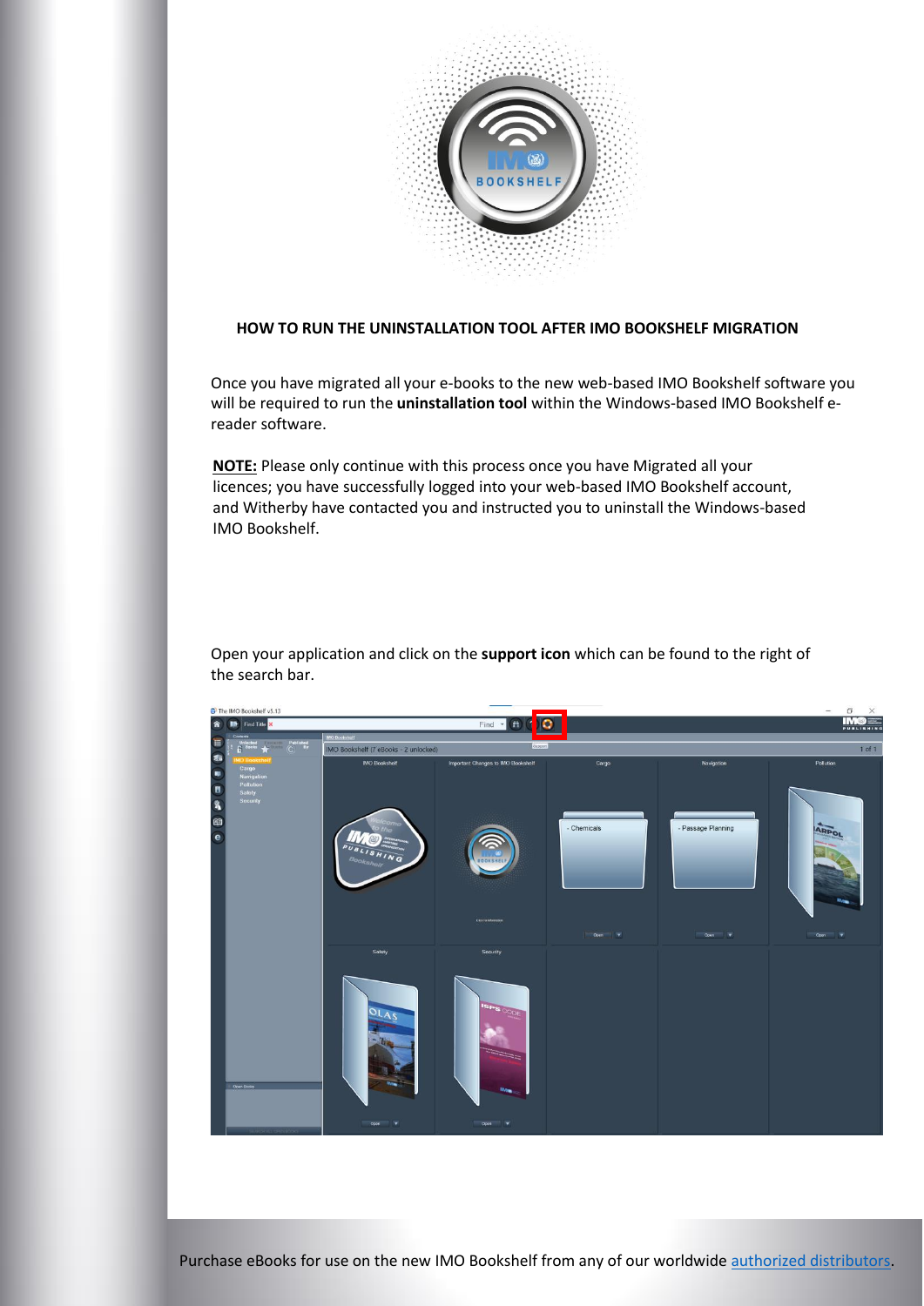## HOW TO RUN THE UNINSTALLATION TOOL AFTER IMO BOOKSHELF MIGRATION

Once you have migrated all your e-books to the new web-based IMO Bookshelf software you will be required to run the **uninstallation tool** within the Windows-based IMO Bookshelf e-reader software.

**NOTE:** Please only continue with this process once you have Migrated all your licences; you have successfully logged into your web-based IMO Bookshelf account, and Witherby have contacted you and instructed you to uninstall the Windows-based IMO Bookshelf.

Open your application and click on the **support icon** which can be found to the right of the search bar.

Purchase eBooks for use on the new IMO Bookshelf from any of our worldwide authorized distributors.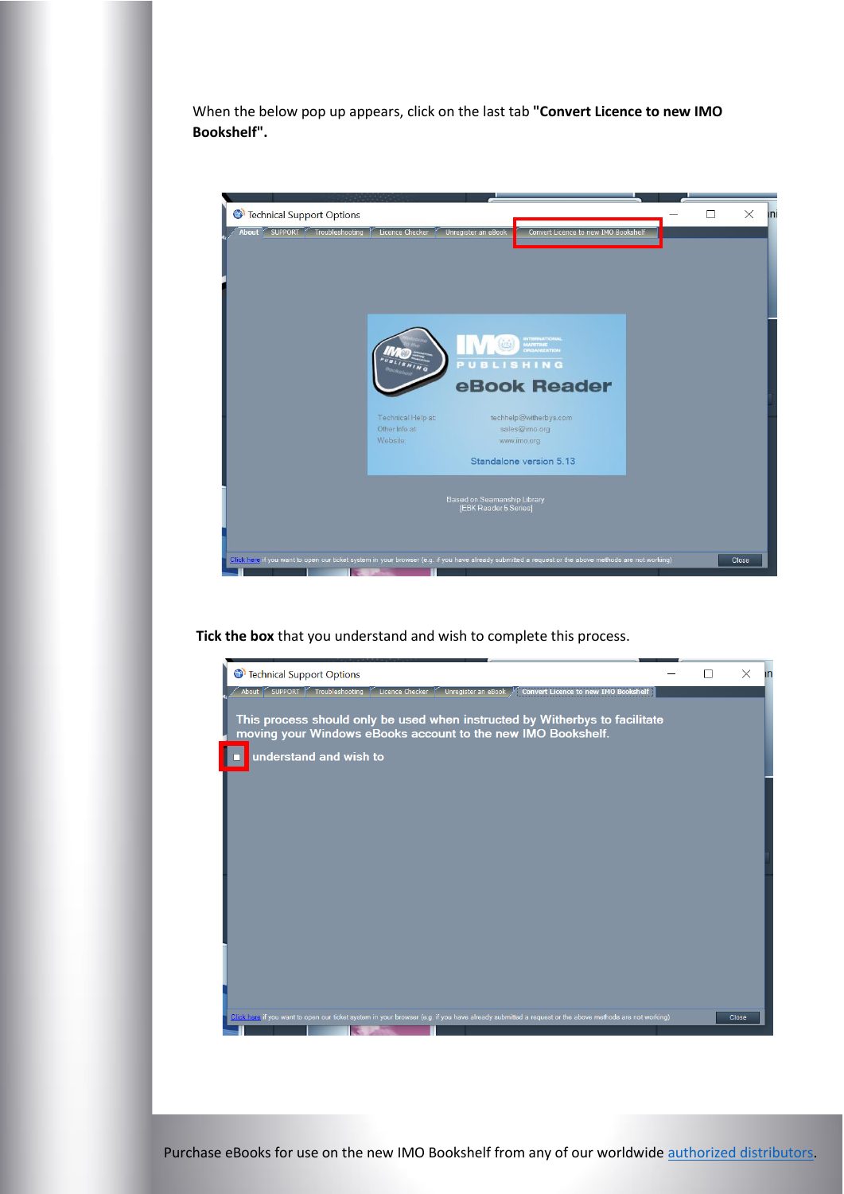When the below pop up appears, click on the last tab **"Convert Licence to new IMO Bookshelf".**

**Tick the box** that you understand and wish to complete this process.

Purchase eBooks for use on the new IMO Bookshelf from any of our worldwide [authorized distributors](authorized distributors).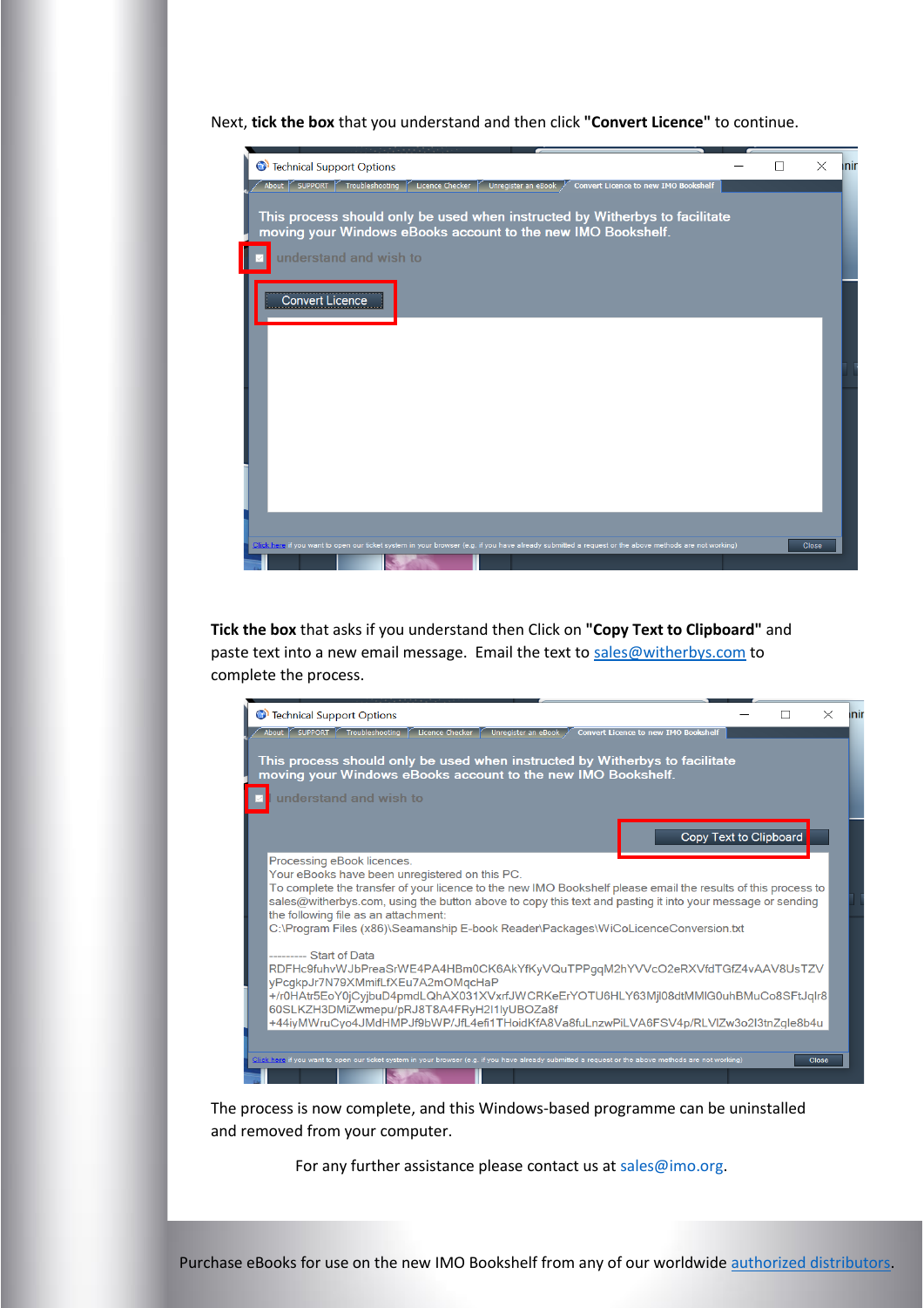Next, **tick the box** that you understand and then click **"Convert Licence"** to continue.

**Tick the box** that asks if you understand then Click on **"Copy Text to Clipboard"** and paste text into a new email message. Email the text to sales@witherbys.com to complete the process.

The process is now complete, and this Windows-based programme can be uninstalled and removed from your computer.

For any further assistance please contact us at sales@imo.org.

Purchase eBooks for use on the new IMO Bookshelf from any of our worldwide authorized distributors.